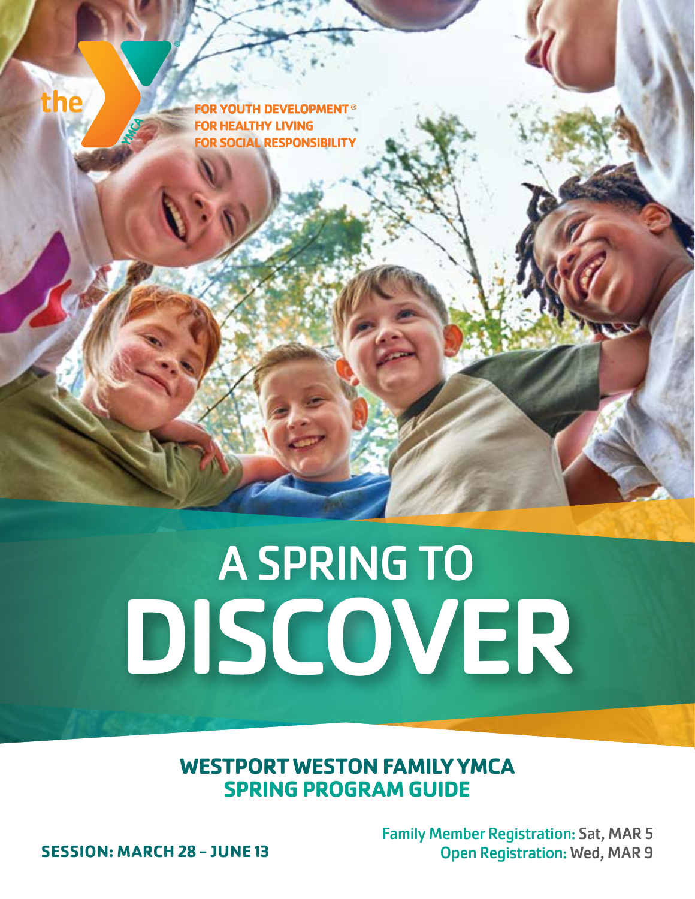the YMCA

FOR YOUTH DEVELOPMENT®
FOR HEALTHY LIVING
FOR SOCIAL RESPONSIBILITY

# A SPRING TO DISCOVER

## WESTPORT WESTON FAMILY YMCA
## SPRING PROGRAM GUIDE

**SESSION: MARCH 28 – JUNE 13**

Family Member Registration: Sat, MAR 5
Open Registration: Wed, MAR 9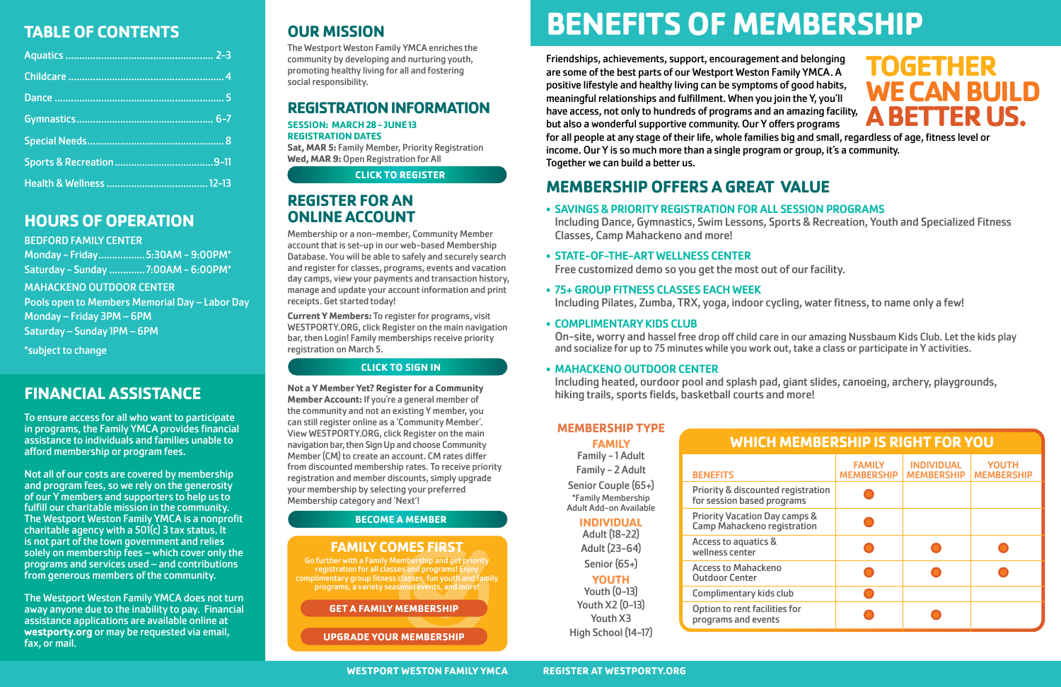## TABLE OF CONTENTS

- Aquatics ........ 2–3
- Childcare ........ 4
- Dance ........ 5
- Gymnastics ........ 6–7
- Special Needs ........ 8
- Sports & Recreation ........ 9–11
- Health & Wellness ........ 12–13

## HOURS OF OPERATION

BEDFORD FAMILY CENTER

Monday – Friday ........ 5:30AM – 9:00PM*

Saturday – Sunday ........ 7:00AM – 6:00PM*

MAHACKENO OUTDOOR CENTER

Pools open to Members Memorial Day – Labor Day

Monday – Friday 3PM – 6PM

Saturday – Sunday 1PM – 6PM

*subject to change

## FINANCIAL ASSISTANCE

To ensure access for all who want to participate in programs, the Family YMCA provides financial assistance to individuals and families unable to afford membership or program fees.

Not all of our costs are covered by membership and program fees, so we rely on the generosity of our Y members and supporters to help us to fulfill our charitable mission in the community. The Westport Weston Family YMCA is a nonprofit charitable agency with a 501(c) 3 tax status. It is not part of the town government and relies solely on membership fees – which cover only the programs and services used – and contributions from generous members of the community.

The Westport Weston Family YMCA does not turn away anyone due to the inability to pay. Financial assistance applications are available online at **westporty.org** or may be requested via email, fax, or mail.

## OUR MISSION

The Westport Weston Family YMCA enriches the community by developing and nurturing youth, promoting healthy living for all and fostering social responsibility.

## REGISTRATION INFORMATION

**SESSION: MARCH 28 – JUNE 13**

**REGISTRATION DATES**

**Sat, MAR 5:** Family Member, Priority Registration

**Wed, MAR 9:** Open Registration for All

CLICK TO REGISTER

## REGISTER FOR AN ONLINE ACCOUNT

Membership or a non-member, Community Member account that is set-up in our web-based Membership Database. You will be able to safely and securely search and register for classes, programs, events and vacation day camps, view your payments and transaction history, manage and update your account information and print receipts. Get started today!

**Current Y Members:** To register for programs, visit WESTPORTY.ORG, click Register on the main navigation bar, then Login! Family memberships receive priority registration on March 5.

CLICK TO SIGN IN

**Not a Y Member Yet? Register for a Community Member Account:** If you're a general member of the community and not an existing Y member, you can still register online as a 'Community Member'. View WESTPORTY.ORG, click Register on the main navigation bar, then Sign Up and choose Community Member (CM) to create an account. CM rates differ from discounted membership rates. To receive priority registration and member discounts, simply upgrade your membership by selecting your preferred Membership category and 'Next'!

BECOME A MEMBER

### FAMILY COMES FIRST

Go further with a Family Membership and get priority registration for all classes and programs! Enjoy complimentary group fitness classes, fun youth and family programs, a variety seasonal events, and more!

GET A FAMILY MEMBERSHIP

UPGRADE YOUR MEMBERSHIP

# BENEFITS OF MEMBERSHIP

**TOGETHER WE CAN BUILD A BETTER US.**

Friendships, achievements, support, encouragement and belonging are some of the best parts of our Westport Weston Family YMCA. A positive lifestyle and healthy living can be symptoms of good habits, meaningful relationships and fulfillment. When you join the Y, you'll have access, not only to hundreds of programs and an amazing facility, but also a wonderful supportive community. Our Y offers programs for all people at any stage of their life, whole families big and small, regardless of age, fitness level or income. Our Y is so much more than a single program or group, it's a community. Together we can build a better us.

## MEMBERSHIP OFFERS A GREAT VALUE

- **SAVINGS & PRIORITY REGISTRATION FOR ALL SESSION PROGRAMS**
  Including Dance, Gymnastics, Swim Lessons, Sports & Recreation, Youth and Specialized Fitness Classes, Camp Mahackeno and more!
- **STATE-OF-THE-ART WELLNESS CENTER**
  Free customized demo so you get the most out of our facility.
- **75+ GROUP FITNESS CLASSES EACH WEEK**
  Including Pilates, Zumba, TRX, yoga, indoor cycling, water fitness, to name only a few!
- **COMPLIMENTARY KIDS CLUB**
  On-site, worry and hassel free drop off child care in our amazing Nussbaum Kids Club. Let the kids play and socialize for up to 75 minutes while you work out, take a class or participate in Y activities.
- **MAHACKENO OUTDOOR CENTER**
  Including heated, ourdoor pool and splash pad, giant slides, canoeing, archery, playgrounds, hiking trails, sports fields, basketball courts and more!

### MEMBERSHIP TYPE

**FAMILY**

Family – 1 Adult

Family – 2 Adult

Senior Couple (65+)

*Family Membership Adult Add-on Available

**INDIVIDUAL**

Adult (18–22)

Adult (23–64)

Senior (65+)

**YOUTH**

Youth (0–13)

Youth X2 (0–13)

Youth X3

High School (14–17)

### WHICH MEMBERSHIP IS RIGHT FOR YOU

| BENEFITS | FAMILY MEMBERSHIP | INDIVIDUAL MEMBERSHIP | YOUTH MEMBERSHIP |
|---|---|---|---|
| Priority & discounted registration for session based programs | ● | | |
| Priority Vacation Day camps & Camp Mahackeno registration | ● | | |
| Access to aquatics & wellness center | ● | ● | ● |
| Access to Mahackeno Outdoor Center | ● | ● | ● |
| Complimentary kids club | ● | | |
| Option to rent facilities for programs and events | ● | ● | |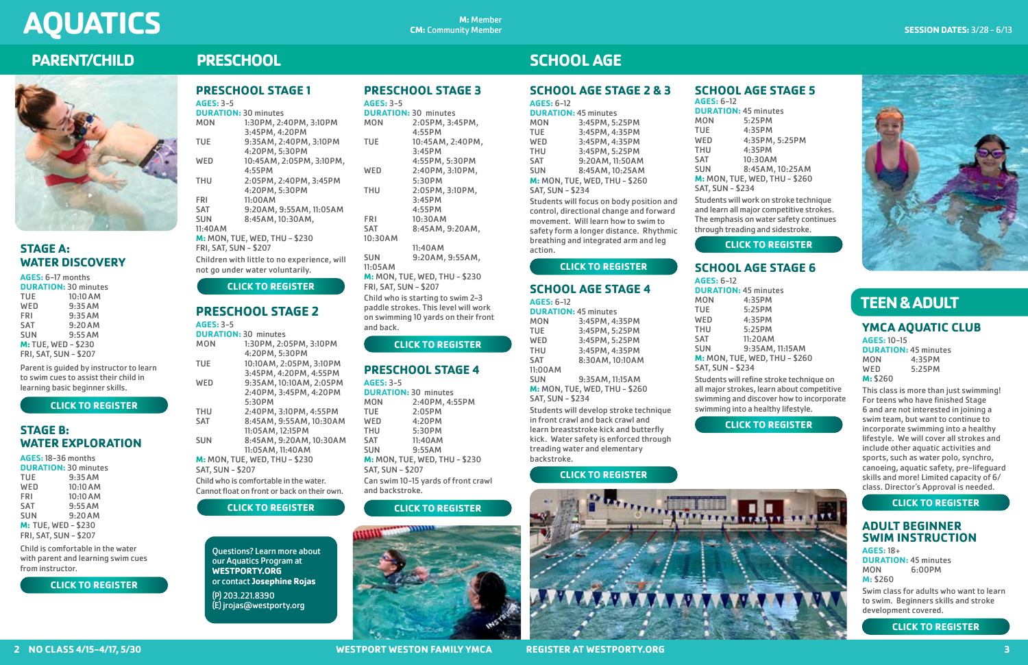# AQUATICS

**M:** Member
**CM:** Community Member

**SESSION DATES:** 3/28 – 6/13

## PARENT/CHILD

### STAGE A: WATER DISCOVERY

**AGES:** 6–17 months
**DURATION:** 30 minutes

| | |
|---|---|
| TUE | 10:10AM |
| WED | 9:35AM |
| FRI | 9:35AM |
| SAT | 9:20AM |
| SUN | 9:55AM |

**M:** TUE, WED - $230
FRI, SAT, SUN - $207

Parent is guided by instructor to learn to swim cues to assist their child in learning basic beginner skills.

CLICK TO REGISTER

### STAGE B: WATER EXPLORATION

**AGES:** 18–36 months
**DURATION:** 30 minutes

| | |
|---|---|
| TUE | 9:35AM |
| WED | 10:10AM |
| FRI | 10:10AM |
| SAT | 9:55AM |
| SUN | 9:20AM |

**M:** TUE, WED - $230
FRI, SAT, SUN - $207

Child is comfortable in the water with parent and learning swim cues from instructor.

CLICK TO REGISTER

## PRESCHOOL

### PRESCHOOL STAGE 1

**AGES:** 3–5
**DURATION:** 30 minutes

| | |
|---|---|
| MON | 1:30PM, 2:40PM, 3:10PM, 3:45PM, 4:20PM |
| TUE | 9:35AM, 2:40PM, 3:10PM, 4:20PM, 5:30PM |
| WED | 10:45AM, 2:05PM, 3:10PM, 4:55PM |
| THU | 2:05PM, 2:40PM, 3:45PM, 4:20PM, 5:30PM |
| FRI | 11:00AM |
| SAT | 9:20AM, 9:55AM, 11:05AM |
| SUN | 8:45AM, 10:30AM, 11:40AM |

**M:** MON, TUE, WED, THU - $230
FRI, SAT, SUN - $207

Children with little to no experience, will not go under water voluntarily.

CLICK TO REGISTER

### PRESCHOOL STAGE 2

**AGES:** 3–5
**DURATION:** 30 minutes

| | |
|---|---|
| MON | 1:30PM, 2:05PM, 3:10PM, 4:20PM, 5:30PM |
| TUE | 10:10AM, 2:05PM, 3:10PM, 3:45PM, 4:20PM, 4:55PM |
| WED | 9:35AM, 10:10AM, 2:05PM, 2:40PM, 3:45PM, 4:20PM, 5:30PM |
| THU | 2:40PM, 3:10PM, 4:55PM |
| SAT | 8:45AM, 9:55AM, 10:30AM, 11:05AM, 12:15PM |
| SUN | 8:45AM, 9:20AM, 10:30AM, 11:05AM, 11:40AM |

**M:** MON, TUE, WED, THU - $230
SAT, SUN - $207

Child is comfortable in the water. Cannot float on front or back on their own.

CLICK TO REGISTER

### PRESCHOOL STAGE 3

**AGES:** 3–5
**DURATION:** 30 minutes

| | |
|---|---|
| MON | 2:05PM, 3:45PM, 4:55PM |
| TUE | 10:45AM, 2:40PM, 3:45PM, 4:55PM, 5:30PM |
| WED | 2:40PM, 3:10PM, 5:30PM |
| THU | 2:05PM, 3:10PM, 3:45PM, 4:55PM |
| FRI | 10:30AM |
| SAT | 8:45AM, 9:20AM, 10:30AM, 11:40AM |
| SUN | 9:20AM, 9:55AM, 11:05AM |

**M:** MON, TUE, WED, THU - $230
FRI, SAT, SUN - $207

Child who is starting to swim 2–3 paddle strokes. This level will work on swimming 10 yards on their front and back.

CLICK TO REGISTER

### PRESCHOOL STAGE 4

**AGES:** 3–5
**DURATION:** 30 minutes

| | |
|---|---|
| MON | 2:40PM, 4:55PM |
| TUE | 2:05PM |
| WED | 4:20PM |
| THU | 5:30PM |
| SAT | 11:40AM |
| SUN | 9:55AM |

**M:** MON, TUE, WED, THU - $230
SAT, SUN - $207

Can swim 10–15 yards of front crawl and backstroke.

CLICK TO REGISTER

Questions? Learn more about our Aquatics Program at **WESTPORTY.ORG** or contact **Josephine Rojas**
(P) 203.221.8390
(E) jrojas@westporty.org

## SCHOOL AGE

### SCHOOL AGE STAGE 2 & 3

**AGES:** 6–12
**DURATION:** 45 minutes

| | |
|---|---|
| MON | 3:45PM, 5:25PM |
| TUE | 3:45PM, 4:35PM |
| WED | 3:45PM, 4:35PM |
| THU | 3:45PM, 5:25PM |
| SAT | 9:20AM, 11:50AM |
| SUN | 8:45AM, 10:25AM |

**M:** MON, TUE, WED, THU - $260
SAT, SUN - $234

Students will focus on body position and control, directional change and forward movement. Will learn how to swim to safety form a longer distance. Rhythmic breathing and integrated arm and leg action.

CLICK TO REGISTER

### SCHOOL AGE STAGE 4

**AGES:** 6–12
**DURATION:** 45 minutes

| | |
|---|---|
| MON | 3:45PM, 4:35PM |
| TUE | 3:45PM, 5:25PM |
| WED | 3:45PM, 5:25PM |
| THU | 3:45PM, 4:35PM |
| SAT | 8:30AM, 10:10AM, 11:00AM |
| SUN | 9:35AM, 11:15AM |

**M:** MON, TUE, WED, THU - $260
SAT, SUN - $234

Students will develop stroke technique in front crawl and back crawl and learn breaststroke kick and butterfly kick. Water safety is enforced through treading water and elementary backstroke.

CLICK TO REGISTER

### SCHOOL AGE STAGE 5

**AGES:** 6–12
**DURATION:** 45 minutes

| | |
|---|---|
| MON | 5:25PM |
| TUE | 4:35PM |
| WED | 4:35PM, 5:25PM |
| THU | 4:35PM |
| SAT | 10:30AM |
| SUN | 8:45AM, 10:25AM |

**M:** MON, TUE, WED, THU - $260
SAT, SUN - $234

Students will work on stroke technique and learn all major competitive strokes. The emphasis on water safety continues through treading and sidestroke.

CLICK TO REGISTER

### SCHOOL AGE STAGE 6

**AGES:** 6–12
**DURATION:** 45 minutes

| | |
|---|---|
| MON | 4:35PM |
| TUE | 5:25PM |
| WED | 4:35PM |
| THU | 5:25PM |
| SAT | 11:20AM |
| SUN | 9:35AM, 11:15AM |

**M:** MON, TUE, WED, THU - $260
SAT, SUN - $234

Students will refine stroke technique on all major strokes, learn about competitive swimming and discover how to incorporate swimming into a healthy lifestyle.

CLICK TO REGISTER

## TEEN & ADULT

### YMCA AQUATIC CLUB

**AGES:** 10–15
**DURATION:** 45 minutes

| | |
|---|---|
| MON | 4:35PM |
| WED | 5:25PM |

**M:** $260

This class is more than just swimming! For teens who have finished Stage 6 and are not interested in joining a swim team, but want to continue to incorporate swimming into a healthy lifestyle. We will cover all strokes and include other aquatic activities and sports, such as water polo, synchro, canoeing, aquatic safety, pre-lifeguard skills and more! Limited capacity of 6/class. Director's Approval is needed.

CLICK TO REGISTER

### ADULT BEGINNER SWIM INSTRUCTION

**AGES:** 18+
**DURATION:** 45 minutes

| | |
|---|---|
| MON | 6:00PM |

**M:** $260

Swim class for adults who want to learn to swim. Beginners skills and stroke development covered.

CLICK TO REGISTER

NO CLASS 4/15–4/17, 5/30

WESTPORT WESTON FAMILY YMCA

REGISTER AT WESTPORTY.ORG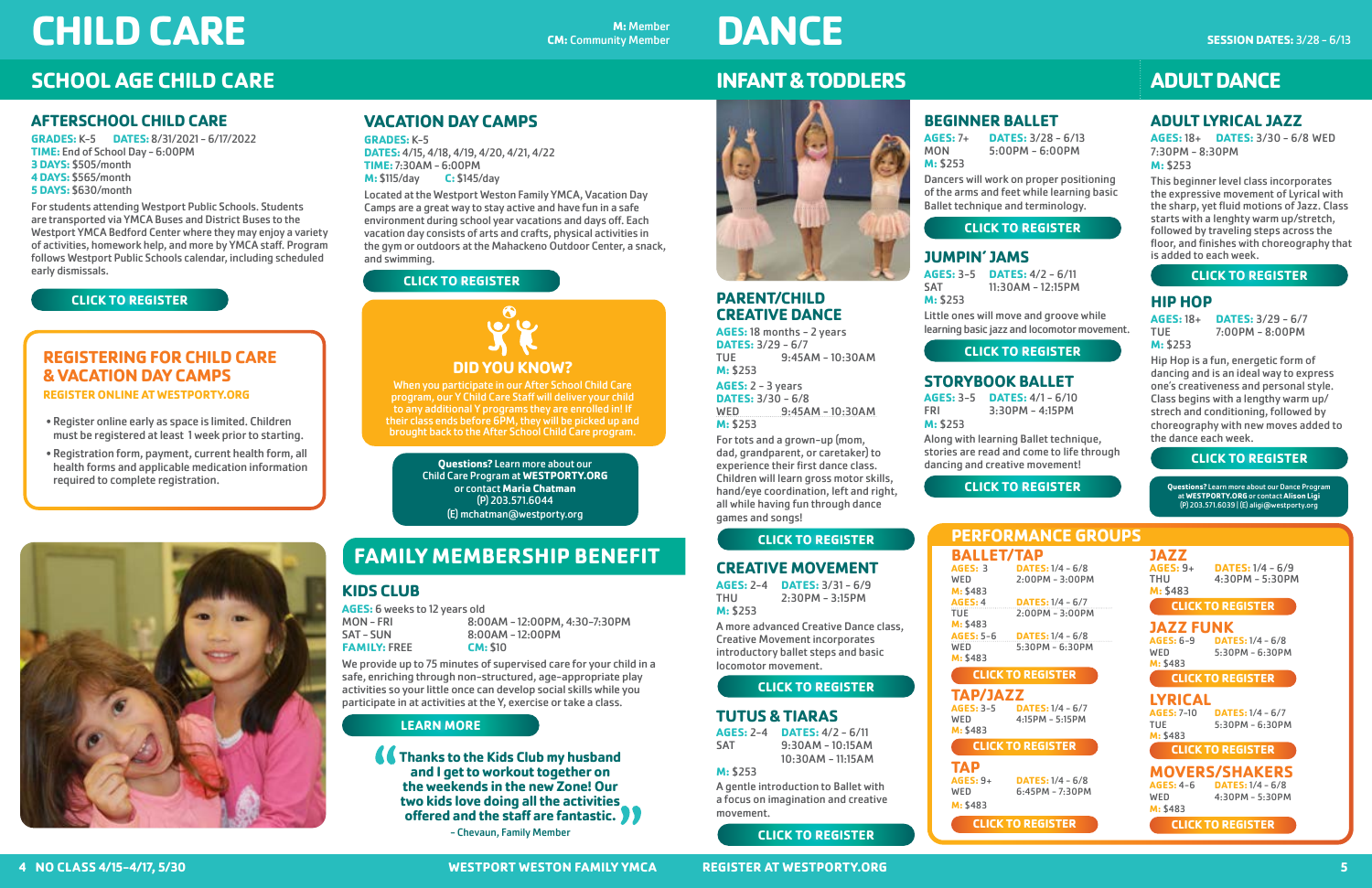# CHILD CARE

**M:** Member
**CM:** Community Member

## SCHOOL AGE CHILD CARE

### AFTERSCHOOL CHILD CARE

**GRADES:** K–5 **DATES:** 8/31/2021 – 6/17/2022
**TIME:** End of School Day – 6:00PM
**3 DAYS:** $505/month
**4 DAYS:** $565/month
**5 DAYS:** $630/month

For students attending Westport Public Schools. Students are transported via YMCA Buses and District Buses to the Westport YMCA Bedford Center where they may enjoy a variety of activities, homework help, and more by YMCA staff. Program follows Westport Public Schools calendar, including scheduled early dismissals.

CLICK TO REGISTER

### REGISTERING FOR CHILD CARE & VACATION DAY CAMPS

**REGISTER ONLINE AT WESTPORTY.ORG**

- Register online early as space is limited. Children must be registered at least 1 week prior to starting.
- Registration form, payment, current health form, all health forms and applicable medication information required to complete registration.

### VACATION DAY CAMPS

**GRADES:** K–5
**DATES:** 4/15, 4/18, 4/19, 4/20, 4/21, 4/22
**TIME:** 7:30AM – 6:00PM
**M:** $115/day **C:** $145/day

Located at the Westport Weston Family YMCA, Vacation Day Camps are a great way to stay active and have fun in a safe environment during school year vacations and days off. Each vacation day consists of arts and crafts, physical activities in the gym or outdoors at the Mahackeno Outdoor Center, a snack, and swimming.

CLICK TO REGISTER

### DID YOU KNOW?

When you participate in our After School Child Care program, our Y Child Care Staff will deliver your child to any additional Y programs they are enrolled in! If their class ends before 6PM, they will be picked up and brought back to the After School Child Care program.

**Questions?** Learn more about our Child Care Program at **WESTPORTY.ORG** or contact **Maria Chatman**
(P) 203.571.6044
(E) mchatman@westporty.org

## FAMILY MEMBERSHIP BENEFIT

### KIDS CLUB

**AGES:** 6 weeks to 12 years old
MON – FRI 8:00AM – 12:00PM, 4:30-7:30PM
SAT – SUN 8:00AM – 12:00PM
**FAMILY:** FREE **CM:** $10

We provide up to 75 minutes of supervised care for your child in a safe, enriching from non-structured, age-appropriate play activities so your little once can develop social skills while you participate in at activities at the Y, exercise or take a class.

LEARN MORE

**"Thanks to the Kids Club my husband and I get to workout together on the weekends in the new Zone! Our two kids love doing all the activities offered and the staff are fantastic."**
– Chevaun, Family Member

# DANCE

**SESSION DATES:** 3/28 – 6/13

## INFANT & TODDLERS

### PARENT/CHILD CREATIVE DANCE

**AGES:** 18 months – 2 years
**DATES:** 3/29 – 6/7
TUE 9:45AM – 10:30AM
**M:** $253

**AGES:** 2 – 3 years
**DATES:** 3/30 – 6/8
WED 9:45AM – 10:30AM
**M:** $253

For tots and a grown-up (mom, dad, grandparent, or caretaker) to experience their first dance class. Children will learn gross motor skills, hand/eye coordination, left and right, all while having fun through dance games and songs!

CLICK TO REGISTER

### CREATIVE MOVEMENT

**AGES:** 2–4 **DATES:** 3/31 – 6/9
THU 2:30PM – 3:15PM
**M:** $253

A more advanced Creative Dance class, Creative Movement incorporates introductory ballet steps and basic locomotor movement.

CLICK TO REGISTER

### TUTUS & TIARAS

**AGES:** 2–4 **DATES:** 4/2 – 6/11
SAT 9:30AM – 10:15AM
10:30AM – 11:15AM
**M:** $253

A gentle introduction to Ballet with a focus on imagination and creative movement.

CLICK TO REGISTER

### BEGINNER BALLET

**AGES:** 7+ **DATES:** 3/28 – 6/13
MON 5:00PM – 6:00PM
**M:** $253

Dancers will work on proper positioning of the arms and feet while learning basic Ballet technique and terminology.

CLICK TO REGISTER

### JUMPIN' JAMS

**AGES:** 3–5 **DATES:** 4/2 – 6/11
SAT 11:30AM – 12:15PM
**M:** $253

Little ones will move and groove while learning basic jazz and locomotor movement.

CLICK TO REGISTER

### STORYBOOK BALLET

**AGES:** 3–5 **DATES:** 4/1 – 6/10
FRI 3:30PM – 4:15PM
**M:** $253

Along with learning Ballet technique, stories are read and come to life through dancing and creative movement!

CLICK TO REGISTER

## ADULT DANCE

### ADULT LYRICAL JAZZ

**AGES:** 18+ **DATES:** 3/30 – 6/8 WED
7:30PM – 8:30PM
**M:** $253

This beginner level class incorporates the expressive movement of Lyrical with the sharp, yet fluid motions of Jazz. Class starts with a lenghty warm up/stretch, followed by traveling steps across the floor, and finishes with choreography that is added to each week.

CLICK TO REGISTER

### HIP HOP

**AGES:** 18+ **DATES:** 3/29 – 6/7
TUE 7:00PM – 8:00PM
**M:** $253

Hip Hop is a fun, energetic form of dancing and is an ideal way to express one's creativeness and personal style. Class begins with a lengthy warm up/strech and conditioning, followed by choreography with new moves added to the dance each week.

CLICK TO REGISTER

**Questions?** Learn more about our Dance Program at **WESTPORTY.ORG** or contact **Alison Ligi**
(P) 203.571.6039 | (E) aligi@westporty.org

## PERFORMANCE GROUPS

### BALLET/TAP

**AGES:** 3 **DATES:** 1/4 – 6/8
WED 2:00PM – 3:00PM
**M:** $483

**AGES:** 4 **DATES:** 1/4 – 6/7
TUE 2:00PM – 3:00PM
**M:** $483

**AGES:** 5–6 **DATES:** 1/4 – 6/8
WED 5:30PM – 6:30PM
**M:** $483

CLICK TO REGISTER

### TAP/JAZZ

**AGES:** 3–5 **DATES:** 1/4 – 6/7
WED 4:15PM – 5:15PM
**M:** $483

CLICK TO REGISTER

### TAP

**AGES:** 9+ **DATES:** 1/4 – 6/8
WED 6:45PM – 7:30PM
**M:** $483

CLICK TO REGISTER

### JAZZ

**AGES:** 9+ **DATES:** 1/4 – 6/9
THU 4:30PM – 5:30PM
**M:** $483

CLICK TO REGISTER

### JAZZ FUNK

**AGES:** 6–9 **DATES:** 1/4 – 6/8
WED 5:30PM – 6:30PM
**M:** $483

CLICK TO REGISTER

### LYRICAL

**AGES:** 7–10 **DATES:** 1/4 – 6/7
TUE 5:30PM – 6:30PM
**M:** $483

CLICK TO REGISTER

### MOVERS/SHAKERS

**AGES:** 4–6 **DATES:** 1/4 – 6/8
WED 4:30PM – 5:30PM
**M:** $483

CLICK TO REGISTER

NO CLASS 4/15–4/17, 5/30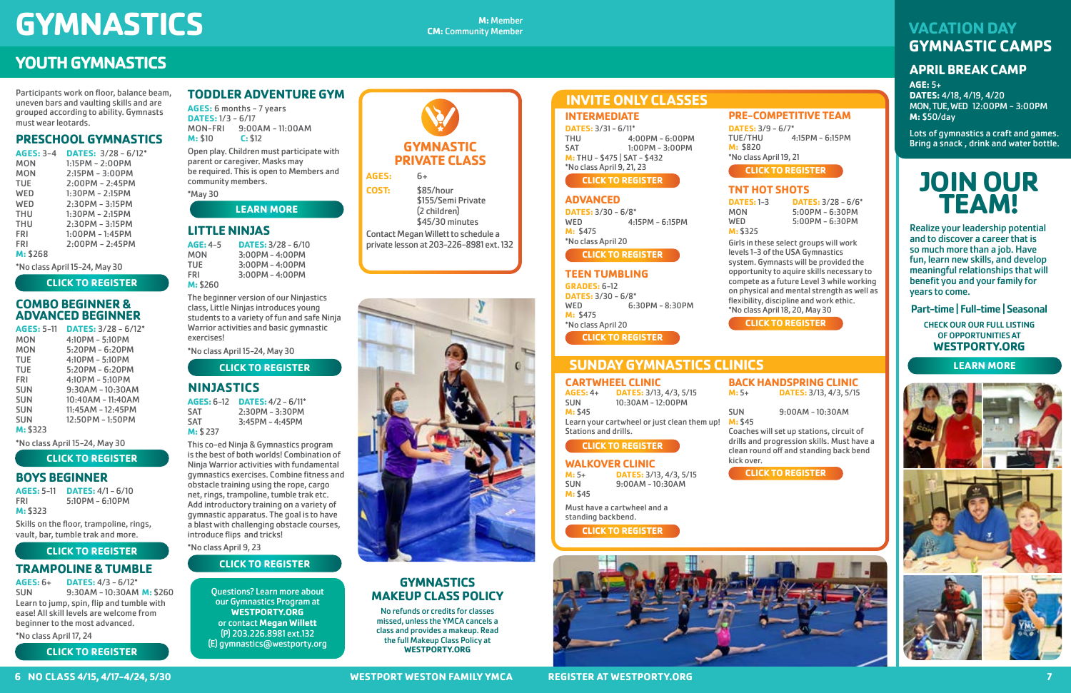# GYMNASTICS

**M:** Member
**CM:** Community Member

## YOUTH GYMNASTICS

Participants work on floor, balance beam, uneven bars and vaulting skills and are grouped according to ability. Gymnasts must wear leotards.

### PRESCHOOL GYMNASTICS

**AGES:** 3–4 **DATES:** 3/28 – 6/12*

| | |
|---|---|
| MON | 1:15PM – 2:00PM |
| MON | 2:15PM – 3:00PM |
| TUE | 2:00PM – 2:45PM |
| WED | 1:30PM – 2:15PM |
| WED | 2:30PM – 3:15PM |
| THU | 1:30PM – 2:15PM |
| THU | 2:30PM – 3:15PM |
| FRI | 1:00PM – 1:45PM |
| FRI | 2:00PM – 2:45PM |

**M:** $268

*No class April 15–24, May 30

CLICK TO REGISTER

### COMBO BEGINNER & ADVANCED BEGINNER

**AGES:** 5–11 **DATES:** 3/28 – 6/12*

| | |
|---|---|
| MON | 4:10PM – 5:10PM |
| MON | 5:20PM – 6:20PM |
| TUE | 4:10PM – 5:10PM |
| TUE | 5:20PM – 6:20PM |
| FRI | 4:10PM – 5:10PM |
| SUN | 9:30AM – 10:30AM |
| SUN | 10:40AM – 11:40AM |
| SUN | 11:45AM – 12:45PM |
| SUN | 12:50PM – 1:50PM |

**M:** $323

*No class April 15–24, May 30

CLICK TO REGISTER

### BOYS BEGINNER

**AGES:** 5–11 **DATES:** 4/1 – 6/10
FRI 5:10PM – 6:10PM
**M:** $323

Skills on the floor, tumbling, rings, vault, bar, tumble trak and more.

CLICK TO REGISTER

### TRAMPOLINE & TUMBLE

**AGES:** 6+ **DATES:** 4/3 – 6/12*
SUN 9:30AM – 10:30AM **M:** $260

Learn to jump, spin, flip and tumble with ease! All skill levels are welcome from beginner to the most advanced.

*No class April 17, 24

CLICK TO REGISTER

### TODDLER ADVENTURE GYM

**AGES:** 6 months – 7 years
**DATES:** 1/3 – 6/17
MON–FRI 9:00AM – 11:00AM
**M:** $10 **C:** $12

Open play. Children must participate with parent or caregiver. Masks may be required. This is open to Members and community members.

*May 30

LEARN MORE

### LITTLE NINJAS

**AGE:** 4–5 **DATES:** 3/28 – 6/10

| | |
|---|---|
| MON | 3:00PM – 4:00PM |
| TUE | 3:00PM – 4:00PM |
| FRI | 3:00PM – 4:00PM |

**M:** $260

The beginner version of our Ninjastics class, Little Ninjas introduces young students to a variety of fun and safe Ninja Warrior activities and basic gymnastic exercises!

*No class April 15–24, May 30

CLICK TO REGISTER

### NINJASTICS

**AGES:** 6–12 **DATES:** 4/2 – 6/11*
SAT 2:30PM – 3:30PM
SAT 3:45PM – 4:45PM
**M:** $ 237

This co-ed Ninja & Gymnastics program is the best of both worlds! Combination of Ninja Warrior activities with fundamental gymnastics exercises. Combine fitness and obstacle training using the rope, cargo net, rings, trampoline, tumble trak etc. Add introductory training on a variety of gymnastic apparatus. The goal is to have a blast with challenging obstacle courses, introduce flips and tricks!

*No class April 9, 23

CLICK TO REGISTER

Questions? Learn more about our Gymnastics Program at **WESTPORTY.ORG** or contact **Megan Willett** (P) 203.226.8981 ext.132 (E) gymnastics@westporty.org

### GYMNASTIC PRIVATE CLASS

**AGES:** 6+
**COST:** $85/hour
$155/Semi Private (2 children)
$45/30 minutes

Contact Megan Willett to schedule a private lesson at 203-226-8981 ext. 132

### GYMNASTICS MAKEUP CLASS POLICY

No refunds or credits for classes missed, unless the YMCA cancels a class and provides a makeup. Read the full Makeup Class Policy at **WESTPORTY.ORG**

## INVITE ONLY CLASSES

### INTERMEDIATE

**DATES:** 3/31 – 6/11*
THU 4:00PM – 6:00PM
SAT 1:00PM – 3:00PM
**M:** THU – $475 | SAT – $432
*No class April 9, 21, 23

CLICK TO REGISTER

### ADVANCED

**DATES:** 3/30 – 6/8*
WED 4:15PM – 6:15PM
**M:** $475
*No class April 20

CLICK TO REGISTER

### TEEN TUMBLING

**GRADES:** 6–12
**DATES:** 3/30 – 6/8*
WED 6:30PM – 8:30PM
**M:** $475
*No class April 20

CLICK TO REGISTER

### PRE-COMPETITIVE TEAM

**DATES:** 3/9 – 6/7*
TUE/THU 4:15PM – 6:15PM
**M:** $820
*No class April 19, 21

CLICK TO REGISTER

### TNT HOT SHOTS

**DATES:** 1–3 **DATES:** 3/28 – 6/6*
MON 5:00PM – 6:30PM
WED 5:00PM – 6:30PM
**M:** $325

Girls in these select groups will work levels 1–3 of the USA Gymnastics system. Gymnasts will be provided the opportunity to aquire skills necessary to compete as a future Level 3 while working on physical and mental strength as well as flexibility, discipline and work ethic.
*No class April 18, 20, May 30

CLICK TO REGISTER

## SUNDAY GYMNASTICS CLINICS

### CARTWHEEL CLINIC

**AGES:** 4+ **DATES:** 3/13, 4/3, 5/15
SUN 10:30AM – 12:00PM
**M:** $45

Learn your cartwheel or just clean them up! Stations and drills.

CLICK TO REGISTER

### WALKOVER CLINIC

**M:** 5+ **DATES:** 3/13, 4/3, 5/15
SUN 9:00AM – 10:30AM
**M:** $45

Must have a cartwheel and a standing backbend.

CLICK TO REGISTER

### BACK HANDSPRING CLINIC

**M:** 5+ **DATES:** 3/13, 4/3, 5/15
SUN 9:00AM – 10:30AM
**M:** $45

Coaches will set up stations, circuit of drills and progression skills. Must have a clean round off and standing back bend kick over.

CLICK TO REGISTER

## VACATION DAY GYMNASTIC CAMPS

### APRIL BREAK CAMP

**AGE:** 5+
**DATES:** 4/18, 4/19, 4/20
MON, TUE, WED 12:00PM – 3:00PM
**M:** $50/day

Lots of gymnastics a craft and games. Bring a snack , drink and water bottle.

## JOIN OUR TEAM!

Realize your leadership potential and to discover a career that is so much more than a job. Have fun, learn new skills, and develop meaningful relationships that will benefit you and your family for years to come.

**Part-time | Full-time | Seasonal**

CHECK OUR OUR FULL LISTING OF OPPORTUNITIES AT **WESTPORTY.ORG**

LEARN MORE

NO CLASS 4/15, 4/17–4/24, 5/30

WESTPORT WESTON FAMILY YMCA REGISTER AT WESTPORTY.ORG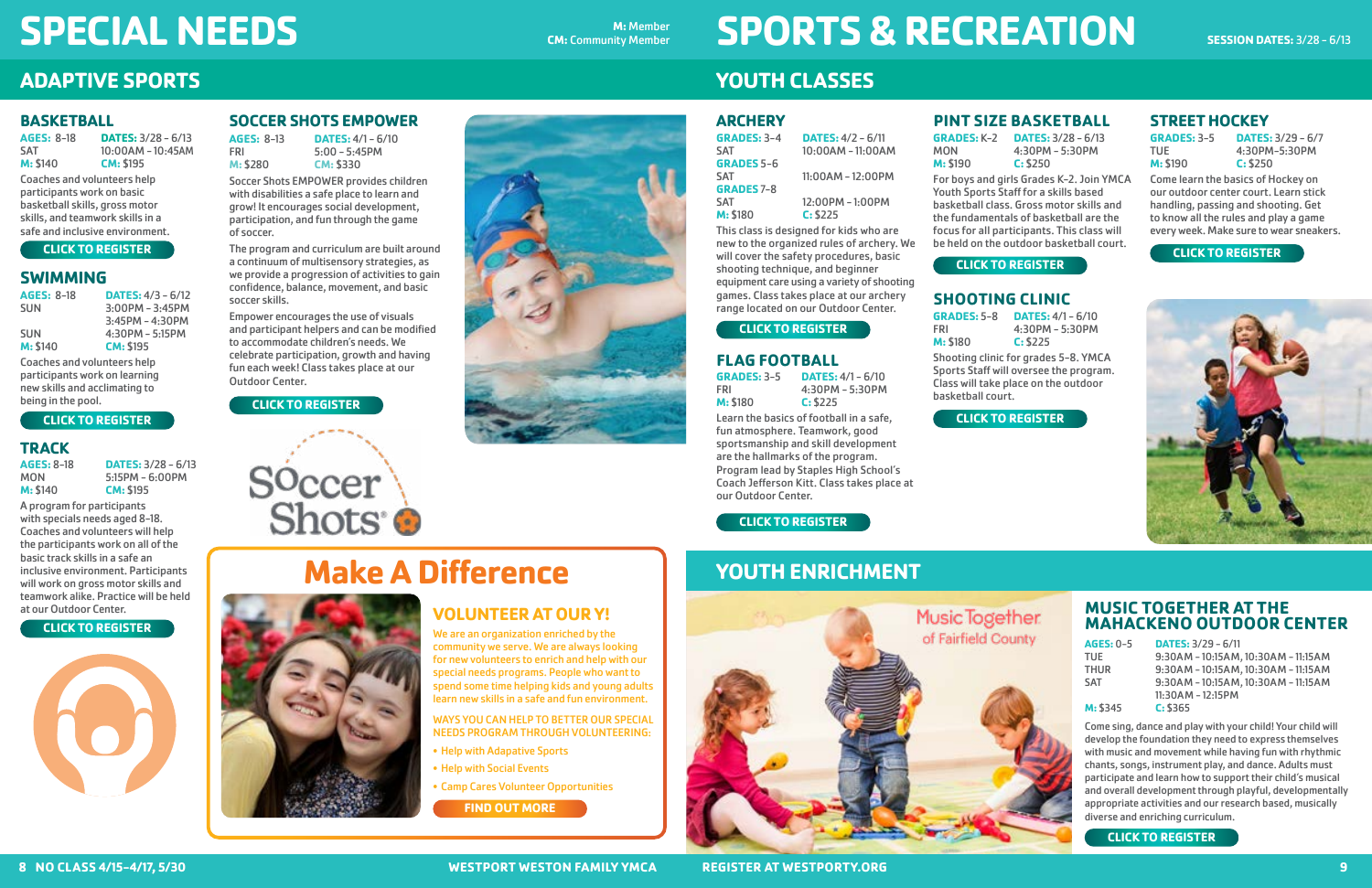# SPECIAL NEEDS

**M:** Member
**CM:** Community Member

## ADAPTIVE SPORTS

### BASKETBALL

**AGES:** 8–18 **DATES:** 3/28 – 6/13
SAT 10:00AM – 10:45AM
**M:** $140 **CM:** $195

Coaches and volunteers help participants work on basic basketball skills, gross motor skills, and teamwork skills in a safe and inclusive environment.

CLICK TO REGISTER

### SWIMMING

**AGES:** 8–18 **DATES:** 4/3 – 6/12
SUN 3:00PM – 3:45PM
3:45PM – 4:30PM
SUN 4:30PM – 5:15PM
**M:** $140 **CM:** $195

Coaches and volunteers help participants work on learning new skills and acclimating to being in the pool.

CLICK TO REGISTER

### TRACK

**AGES:** 8–18 **DATES:** 3/28 – 6/13
MON 5:15PM – 6:00PM
**M:** $140 **CM:** $195

A program for participants with specials needs aged 8–18. Coaches and volunteers will help the participants work on all of the basic track skills in a safe an inclusive environment. Participants will work on gross motor skills and teamwork alike. Practice will be held at our Outdoor Center.

CLICK TO REGISTER

### SOCCER SHOTS EMPOWER

**AGES:** 8–13 **DATES:** 4/1 – 6/10
FRI 5:00 – 5:45PM
**M:** $280 **CM:** $330

Soccer Shots EMPOWER provides children with disabilities a safe place to learn and grow! It encourages social development, participation, and fun through the game of soccer.

The program and curriculum are built around a continuum of multisensory strategies, as we provide a progression of activities to gain confidence, balance, movement, and basic soccer skills.

Empower encourages the use of visuals and participant helpers and can be modified to accommodate children's needs. We celebrate participation, growth and having fun each week! Class takes place at our Outdoor Center.

CLICK TO REGISTER

## Make A Difference

### VOLUNTEER AT OUR Y!

We are an organization enriched by the community we serve. We are always looking for new volunteers to enrich and help with our special needs programs. People who want to spend some time helping kids and young adults learn new skills in a safe and fun environment.

WAYS YOU CAN HELP TO BETTER OUR SPECIAL NEEDS PROGRAM THROUGH VOLUNTEERING:

- Help with Adapative Sports
- Help with Social Events
- Camp Cares Volunteer Opportunities

FIND OUT MORE

# SPORTS & RECREATION

**SESSION DATES:** 3/28 – 6/13

## YOUTH CLASSES

### ARCHERY

**GRADES:** 3–4 **DATES:** 4/2 – 6/11
SAT 10:00AM – 11:00AM
**GRADES** 5–6
SAT 11:00AM – 12:00PM
**GRADES** 7–8
SAT 12:00PM – 1:00PM
**M:** $180 **C:** $225

This class is designed for kids who are new to the organized rules of archery. We will cover the safety procedures, basic shooting technique, and beginner equipment care using a variety of shooting games. Class takes place at our archery range located on our Outdoor Center.

CLICK TO REGISTER

### FLAG FOOTBALL

**GRADES:** 3–5 **DATES:** 4/1 – 6/10
FRI 4:30PM – 5:30PM
**M:** $180 **C:** $225

Learn the basics of football in a safe, fun atmosphere. Teamwork, good sportsmanship and skill development are the hallmarks of the program. Program lead by Staples High School's Coach Jefferson Kitt. Class takes place at our Outdoor Center.

CLICK TO REGISTER

### PINT SIZE BASKETBALL

**GRADES:** K–2 **DATES:** 3/28 – 6/13
MON 4:30PM – 5:30PM
**M:** $190 **C:** $250

For boys and girls Grades K–2. Join YMCA Youth Sports Staff for a skills based basketball class. Gross motor skills and the fundamentals of basketball are the focus for all participants. This class will be held on the outdoor basketball court.

CLICK TO REGISTER

### SHOOTING CLINIC

**GRADES:** 5–8 **DATES:** 4/1 – 6/10
FRI 4:30PM – 5:30PM
**M:** $180 **C:** $225

Shooting clinic for grades 5–8. YMCA Sports Staff will oversee the program. Class will take place on the outdoor basketball court.

CLICK TO REGISTER

### STREET HOCKEY

**GRADES:** 3–5 **DATES:** 3/29 – 6/7
TUE 4:30PM–5:30PM
**M:** $190 **C:** $250

Come learn the basics of Hockey on our outdoor center court. Learn stick handling, passing and shooting. Get to know all the rules and play a game every week. Make sure to wear sneakers.

CLICK TO REGISTER

## YOUTH ENRICHMENT

### MUSIC TOGETHER AT THE MAHACKENO OUTDOOR CENTER

**AGES:** 0–5 **DATES:** 3/29 – 6/11
TUE 9:30AM – 10:15AM, 10:30AM – 11:15AM
THUR 9:30AM – 10:15AM, 10:30AM – 11:15AM
SAT 9:30AM – 10:15AM, 10:30AM – 11:15AM
11:30AM – 12:15PM
**M:** $345 **C:** $365

Come sing, dance and play with your child! Your child will develop the foundation they need to express themselves with music and movement while having fun with rhythmic chants, songs, instrument play, and dance. Adults must participate and learn how to support their child's musical and overall development through playful, developmentally appropriate activities and our research based, musically diverse and enriching curriculum.

CLICK TO REGISTER

NO CLASS 4/15–4/17, 5/30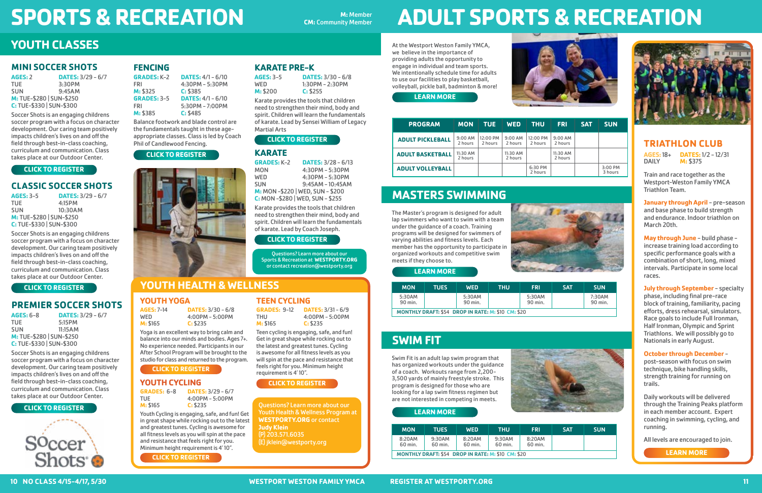# SPORTS & RECREATION

**M:** Member
**CM:** Community Member

## YOUTH CLASSES

### MINI SOCCER SHOTS

**AGES:** 2 **DATES:** 3/29 - 6/7
TUE 3:30PM
SUN 9:45AM
**M:** TUE-$280 | SUN-$250
**C:** TUE-$330 | SUN-$300

Soccer Shots is an engaging childrens soccer program with a focus on character development. Our caring team positively impacts children's lives on and off the field through best-in-class coaching, curriculum and communication. Class takes place at our Outdoor Center.

**CLICK TO REGISTER**

### CLASSIC SOCCER SHOTS

**AGES:** 3-5 **DATES:** 3/29 - 6/7
TUE 4:15PM
SUN 10:30AM
**M:** TUE-$280 | SUN-$250
**C:** TUE-$330 | SUN-$300

Soccer Shots is an engaging childrens soccer program with a focus on character development. Our caring team positively impacts children's lives on and off the field through best-in-class coaching, curriculum and communication. Class takes place at our Outdoor Center.

**CLICK TO REGISTER**

### PREMIER SOCCER SHOTS

**AGES:** 6-8 **DATES:** 3/29 - 6/7
TUE 5:15PM
SUN 11:15AM
**M:** TUE-$280 | SUN-$250
**C:** TUE-$330 | SUN-$300

Soccer Shots is an engaging childrens soccer program with a focus on character development. Our caring team positively impacts children's lives on and off the field through best-in-class coaching, curriculum and communication. Class takes place at our Outdoor Center.

**CLICK TO REGISTER**

### FENCING

**GRADES:** K-2 **DATES:** 4/1 - 6/10
FRI 4:30PM - 5:30PM
**M:** $325 **C:** $385
**GRADES:** 3-5 **DATES:** 4/1 - 6/10
FRI 5:30PM - 7:00PM
**M:** $385 **C:** $485

Balance footwork and blade control are the fundamentals taught in these age-appropriate classes. Class is led by Coach Phil of Candlewood Fencing.

**CLICK TO REGISTER**

### KARATE PRE-K

**AGES:** 3-5 **DATES:** 3/30 - 6/8
WED 1:30PM - 2:30PM
**M:** $200 **C:** $255

Karate provides the tools that children need to strengthen their mind, body and spirit. Children will learn the fundamentals of karate. Lead by Sensei William of Legacy Martial Arts

**CLICK TO REGISTER**

### KARATE

**GRADES:** K-2 **DATES:** 3/28 - 6/13
MON 4:30PM - 5:30PM
WED 4:30PM - 5:30PM
SUN 9:45AM - 10:45AM
**M:** MON -$220 | WED, SUN - $200
**C:** MON -$280 | WED, SUN - $255

Karate provides the tools that children need to strengthen their mind, body and spirit. Children will learn the fundamentals of karate. Lead by Coach Joseph.

**CLICK TO REGISTER**

Questions? Learn more about our Sports & Recreation at **WESTPORTY.ORG** or contact recreation@westporty.org

## YOUTH HEALTH & WELLNESS

### YOUTH YOGA

**AGES:** 7-14 **DATES:** 3/30 - 6/8
WED 4:00PM - 5:00PM
**M:** $165 **C:** $235

Yoga is an excellent way to bring calm and balance into our minds and bodies. Ages 7+. No experience needed. Participants in our After School Program will be brought to the studio for class and returned to the program.

**CLICK TO REGISTER**

### YOUTH CYCLING

**GRADES:** 6-8 **DATES:** 3/29 - 6/7
TUE 4:00PM - 5:00PM
**M:** $165 **C:** $235

Youth Cycling is engaging, safe, and fun! Get in great shape while rocking out to the latest and greatest tunes. Cycling is awesome for all fitness levels as you will spin at the pace and resistance that feels right for you. Minimum height requirement is 4' 10".

**CLICK TO REGISTER**

### TEEN CYCLING

**GRADES:** 9-12 **DATES:** 3/31 - 6/9
THU 4:00PM - 5:00PM
**M:** $165 **C:** $235

Teen cycling is engaging, safe, and fun! Get in great shape while rocking out to the latest and greatest tunes. Cycling is awesome for all fitness levels as you will spin at the pace and resistance that feels right for you. Minimum height requirement is 4' 10".

**CLICK TO REGISTER**

Questions? Learn more about our Youth Health & Wellness Program at **WESTPORTY.ORG** or contact **Judy Klein**
(P) 203.571.6035
(E) jklein@westporty.org

NO CLASS 4/15-4/17, 5/30

# ADULT SPORTS & RECREATION

At the Westport Weston Family YMCA, we believe in the importance of providing adults the opportunity to engage in individual and team sports. We intentionally schedule time for adults to use our facilities to play basketball, volleyball, pickle ball, badminton & more!

**LEARN MORE**

| PROGRAM | MON | TUE | WED | THU | FRI | SAT | SUN |
|---|---|---|---|---|---|---|---|
| ADULT PICKLEBALL | 9:00 AM 2 hours | 12:00 PM 2 hours | 9:00 AM 2 hours | 12:00 PM 2 hours | 9:00 AM 2 hours | | |
| ADULT BASKETBALL | 11:30 AM 2 hours | | 11:30 AM 2 hours | | 11:30 AM 2 hours | | |
| ADULT VOLLEYBALL | | | | 6:30 PM 2 hours | | | 3:00 PM 3 hours |

## MASTERS SWIMMING

The Master's program is designed for adult lap swimmers who want to swim with a team under the guidance of a coach. Training programs will be designed for swimmers of varying abilities and fitness levels. Each member has the opportunity to participate in organized workouts and competitive swim meets if they choose to.

**LEARN MORE**

| MON | TUES | WED | THU | FRI | SAT | SUN |
|---|---|---|---|---|---|---|
| 5:30AM 90 min. | | 5:30AM 90 min. | | 5:30AM 90 min. | | 7:30AM 90 min. |

**MONTHLY DRAFT:** $54 **DROP IN RATE: M:** $10 **CM:** $20

## SWIM FIT

Swim Fit is an adult lap swim program that has organized workouts under the guidance of a coach. Workouts range from 2,200-3,500 yards of mainly freestyle stroke. This program is designed for those who are looking for a lap swim fitness regimen but are not interested in competing in meets.

**LEARN MORE**

| MON | TUES | WED | THU | FRI | SAT | SUN |
|---|---|---|---|---|---|---|
| 8:20AM 60 min. | 9:30AM 60 min. | 8:20AM 60 min. | 9:30AM 60 min. | 8:20AM 60 min. | | |

**MONTHLY DRAFT:** $54 **DROP IN RATE: M:** $10 **CM:** $20

## TRIATHLON CLUB

**AGES:** 18+ **DATES:** 1/2 - 12/31
DAILY **M:** $375

Train and race together as the Westport-Weston Family YMCA Triathlon Team.

**January through April** – pre-season and base phase to build strength and endurance. Indoor triathlon on March 20th.

**May through June** – build phase – increase training load according to specific performance goals with a combination of short, long, mixed intervals. Participate in some local races.

**July through September** – specialty phase, including final pre-race block of training, familiarity, pacing efforts, dress rehearsal, simulators. Race goals to include Full Ironman, Half Ironman, Olympic and Sprint Triathlons. We will possibly go to Nationals in early August.

**October through December** – post-season with focus on swim technique, bike handling skills, strength training for running on trails.

Daily workouts will be delivered through the Training Peaks platform in each member account. Expert coaching in swimming, cycling, and running.

All levels are encouraged to join.

**LEARN MORE**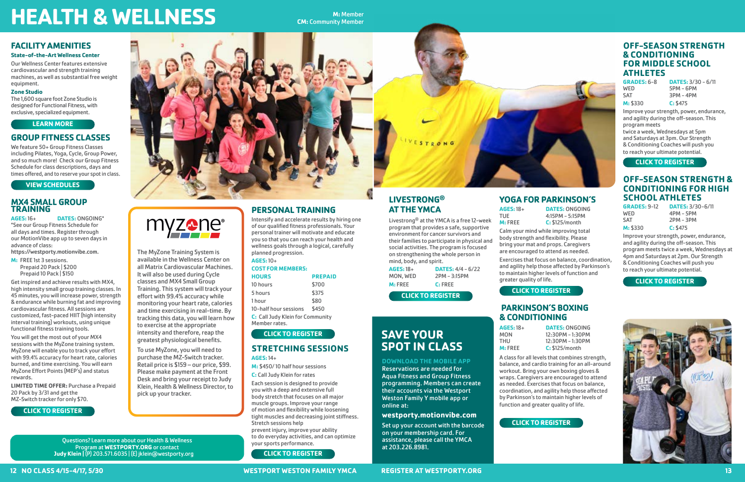# HEALTH & WELLNESS

**M:** Member
**CM:** Community Member

## FACILITY AMENITIES

**State-of-the-Art Wellness Center**

Our Wellness Center features extensive cardiovascular and strength training machines, as well as substantial free weight equipment.

**Zone Studio**

The 1,600 square foot Zone Studio is designed for Functional Fitness, with exclusive, specialized equipment.

LEARN MORE

## GROUP FITNESS CLASSES

We feature 50+ Group Fitness Classes including Pilates, Yoga, Cycle, Group Power, and so much more! Check our Group Fitness Schedule for class descriptions, days and times offered, and to reserve your spot in class.

VIEW SCHEDULES

## MX4 SMALL GROUP TRAINING

**AGES:** 16+ **DATES:** ONGOING*

*See our Group Fitness Schedule for all days and times. Register through our MotionVibe app up to seven days in advance of class:
**https://westporty.motionvibe.com.**

**M:** FREE 1st 3 sessions.
Prepaid 20 Pack | $200
Prepaid 10 Pack | $150

Get inspired and achieve results with MX4, high intensity small group training classes. In 45 minutes, you will increase power, strength & endurance while burning fat and improving cardiovascular fitness. All sessions are customized, fast-paced HIIT (high intensity interval training) workouts, using unique functional fitness training tools.

You will get the most out of your MX4 sessions with the MyZone training system. MyZone will enable you to track your effort with 99.4% accuracy for heart rate, calories burned, and time exercising. You will earn MyZone Effort Points (MEP's) and status rewards.

**LIMITED TIME OFFER:** Purchase a Prepaid 20 Pack by 3/31 and get the MZ-Switch tracker for only $70.

CLICK TO REGISTER

## myzone®

The MyZone Training System is available in the Wellness Center on all Matrix Cardiovascular Machines. It will also be used during Cycle classes and MX4 Small Group Training. This system will track your effort with 99.4% accuracy while monitoring your heart rate, calories and time exercising in real-time. By tracking this data, you will learn how to exercise at the appropriate intensity and therefore, reap the greatest physiological benefits.

To use MyZone, you will need to purchase the MZ-Switch tracker. Retail price is $159 – our price, $99. Please make payment at the Front Desk and bring your receipt to Judy Klein, Health & Wellness Director, to pick up your tracker.

## PERSONAL TRAINING

Intensify and accelerate results by hiring one of our qualified fitness professionals. Your personal trainer will motivate and educate you so that you can reach your health and wellness goals through a logical, carefully planned progression.

**AGES:** 10+

**COST FOR MEMBERS:**

| HOURS | PREPAID |
|---|---|
| 10 hours | $700 |
| 5 hours | $375 |
| 1 hour | $80 |
| 10–half hour sessions | $450 |

**C:** Call Judy Klein for Community Member rates.

CLICK TO REGISTER

## STRETCHING SESSIONS

**AGES:** 14+

**M:** $450/ 10 half hour sessions

**C:** Call Judy Klein for rates

Each session is designed to provide you with a deep and extensive full body stretch that focuses on all major muscle groups. Improve your range of motion and flexibility while loosening tight muscles and decreasing joint stiffness. Stretch sessions help prevent injury, improve your ability to do everyday activities, and can optimize your sports performance.

CLICK TO REGISTER

Questions? Learn more about our Health & Wellness Program at **WESTPORTY.ORG** or contact
**Judy Klein** | (P) 203.571.6035 | (E) jklein@westporty.org

## LIVESTRONG® AT THE YMCA

Livestrong® at the YMCA is a free 12-week program that provides a safe, supportive environment for cancer survivors and their families to participate in physical and social activities. The program is focused on strengthening the whole person in mind, body, and spirit.

**AGES:** 18+ **DATES:** 4/4 – 6/22
MON, WED 2PM – 3:15PM
**M:** FREE **C:** FREE

CLICK TO REGISTER

## SAVE YOUR SPOT IN CLASS

**DOWNLOAD THE MOBILE APP**

Reservations are needed for Aqua Fitness and Group Fitness programming. Members can create their accounts via the Westport Weston Family Y mobile app or online at:

**westporty.motionvibe.com**

Set up your account with the barcode on your membership card. For assistance, please call the YMCA at 203.226.8981.

## YOGA FOR PARKINSON'S

**AGES:** 18+ **DATES:** ONGOING
TUE 4:15PM – 5:15PM
**M:** FREE **C:** $125/month

Calm your mind while improving total body strength and flexibility. Please bring your mat and props. Caregivers are encouraged to attend as needed.

Exercises that focus on balance, coordination, and agility help those affected by Parkinson's to maintain higher levels of function and greater quality of life.

CLICK TO REGISTER

## PARKINSON'S BOXING & CONDITIONING

**AGES:** 18+ **DATES:** ONGOING
MON 12:30PM – 1:30PM
THU 12:30PM – 1:30PM
**M:** FREE **C:** $125/month

A class for all levels that combines strength, balance, and cardio training for an all-around workout. Bring your own boxing gloves & wraps. Caregivers are encouraged to attend as needed. Exercises that focus on balance, coordination, and agility help those affected by Parkinson's to maintain higher levels of function and greater quality of life.

CLICK TO REGISTER

## OFF-SEASON STRENGTH & CONDITIONING FOR MIDDLE SCHOOL ATHLETES

**GRADES:** 6–8 **DATES:** 3/30 – 6/11
WED 5PM – 6PM
SAT 3PM – 4PM
**M:** $330 **C:** $475

Improve your strength, power, endurance, and agility during the off-season. This program meets twice a week, Wednesdays at 5pm and Saturdays at 3pm. Our Strength & Conditioning Coaches will push you to reach your ultimate potential.

CLICK TO REGISTER

## OFF-SEASON STRENGTH & CONDITIONING FOR HIGH SCHOOL ATHLETES

**GRADES:** 9–12 **DATES:** 3/30–6/11
WED 4PM – 5PM
SAT 2PM – 3PM
**M:** $330 **C:** $475

Improve your strength, power, endurance, and agility during the off-season. This program meets twice a week, Wednesdays at 4pm and Saturdays at 2pm. Our Strength & Conditioning Coaches will push you to reach your ultimate potential.

CLICK TO REGISTER

NO CLASS 4/15–4/17, 5/30

WESTPORT WESTON FAMILY YMCA

REGISTER AT WESTPORTY.ORG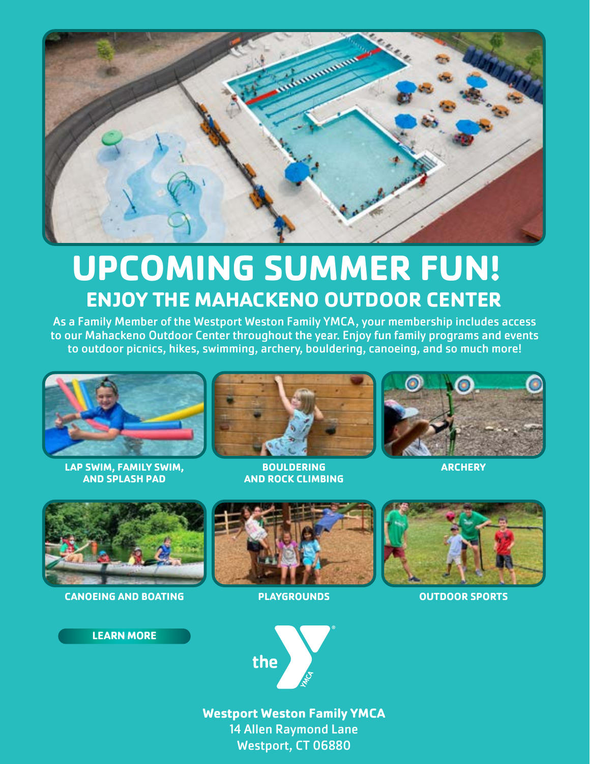# UPCOMING SUMMER FUN!

## ENJOY THE MAHACKENO OUTDOOR CENTER

As a Family Member of the Westport Weston Family YMCA, your membership includes access to our Mahackeno Outdoor Center throughout the year. Enjoy fun family programs and events to outdoor picnics, hikes, swimming, archery, bouldering, canoeing, and so much more!

**LAP SWIM, FAMILY SWIM, AND SPLASH PAD**

**BOULDERING AND ROCK CLIMBING**

**ARCHERY**

**CANOEING AND BOATING**

**PLAYGROUNDS**

**OUTDOOR SPORTS**

**LEARN MORE**

**Westport Weston Family YMCA**
14 Allen Raymond Lane
Westport, CT 06880